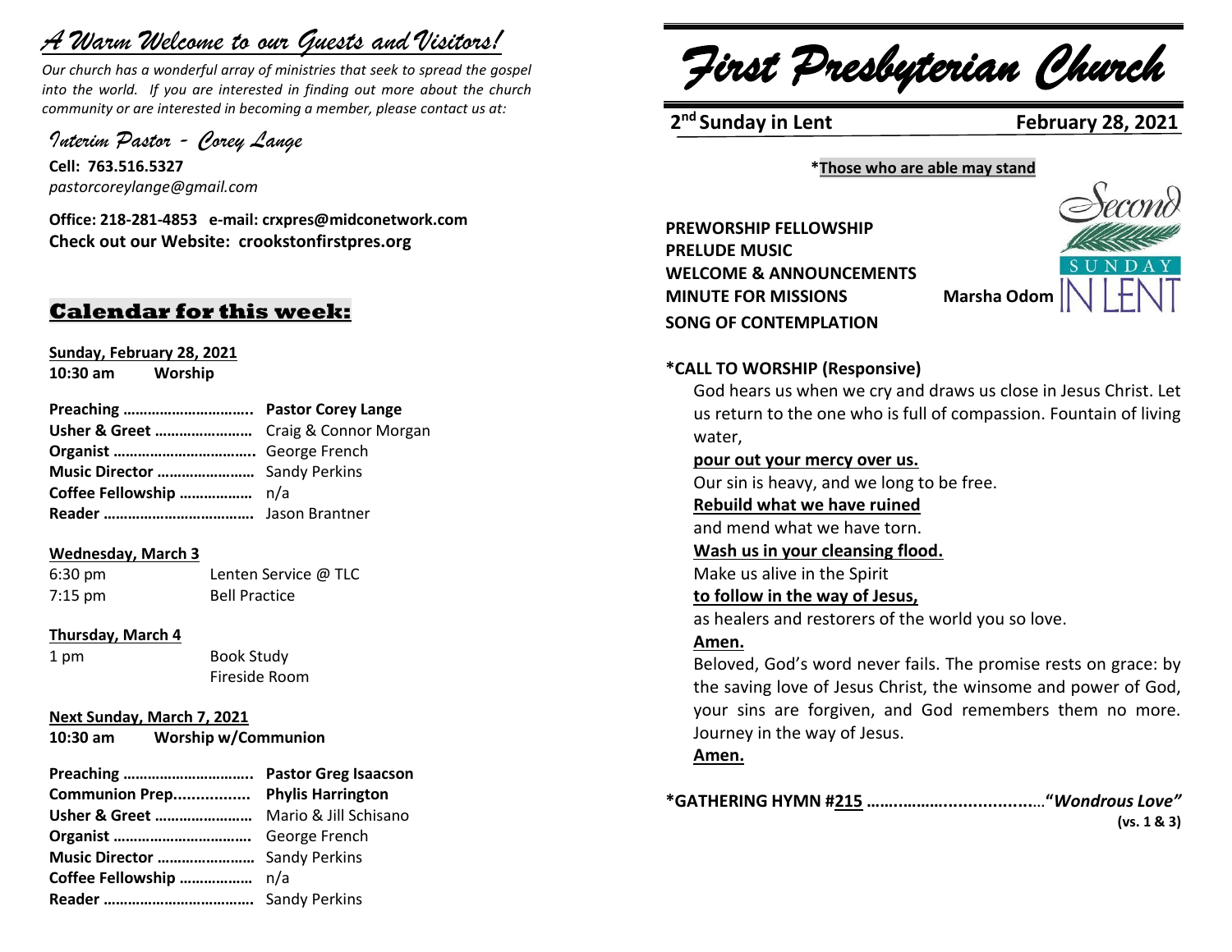# *A Warm Welcome to our Guests and Visitors!*

*Our church has a wonderful array of ministries that seek to spread the gospel into the world. If you are interested in finding out more about the church community or are interested in becoming a member, please contact us at:*

*Interim Pastor - Corey Lange*

**Cell: 763.516.5327**
*pastorcoreylange@gmail.com*

**Office: 218-281-4853 e-mail: crxpres@midconetwork.com**
**Check out our Website: crookstonfirstpres.org**

## Calendar for this week:

**Sunday, February 28, 2021**
**10:30 am Worship**

| | |
|---|---|
| **Preaching ……………………….** | **Pastor Corey Lange** |
| **Usher & Greet ……………………** | Craig & Connor Morgan |
| **Organist …………………………….** | George French |
| **Music Director ……………………** | Sandy Perkins |
| **Coffee Fellowship ………………** | n/a |
| **Reader ……………………………….** | Jason Brantner |

**Wednesday, March 3**
6:30 pm Lenten Service @ TLC
7:15 pm Bell Practice

**Thursday, March 4**
1 pm Book Study
Fireside Room

**Next Sunday, March 7, 2021**
**10:30 am Worship w/Communion**

| | |
|---|---|
| **Preaching ……………………….** | **Pastor Greg Isaacson** |
| **Communion Prep................** | **Phylis Harrington** |
| **Usher & Greet ……………………** | Mario & Jill Schisano |
| **Organist …………………………….** | George French |
| **Music Director ……………………** | Sandy Perkins |
| **Coffee Fellowship ………………** | n/a |
| **Reader ……………………………….** | Sandy Perkins |

# *First Presbyterian Church*

**2nd Sunday in Lent** **February 28, 2021**

***Those who are able may stand**

**PREWORSHIP FELLOWSHIP**
**PRELUDE MUSIC**
**WELCOME & ANNOUNCEMENTS**
**MINUTE FOR MISSIONS** **Marsha Odom**
**SONG OF CONTEMPLATION**

Second SUNDAY IN LENT

**\*CALL TO WORSHIP (Responsive)**

God hears us when we cry and draws us close in Jesus Christ. Let us return to the one who is full of compassion. Fountain of living water,

**pour out your mercy over us.**

Our sin is heavy, and we long to be free.

**Rebuild what we have ruined**

and mend what we have torn.

**Wash us in your cleansing flood.**

Make us alive in the Spirit

**to follow in the way of Jesus,**

as healers and restorers of the world you so love.

**Amen.**

Beloved, God's word never fails. The promise rests on grace: by the saving love of Jesus Christ, the winsome and power of God, your sins are forgiven, and God remembers them no more. Journey in the way of Jesus.

**Amen.**

**\*GATHERING HYMN #215 ……………...................."*Wondrous Love*"**
**(vs. 1 & 3)**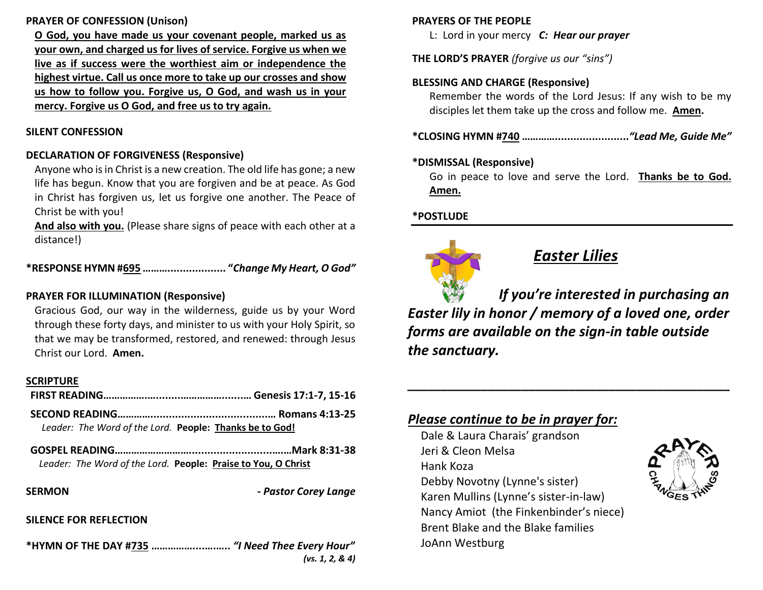**PRAYER OF CONFESSION (Unison)**

**O God, you have made us your covenant people, marked us as your own, and charged us for lives of service. Forgive us when we live as if success were the worthiest aim or independence the highest virtue. Call us once more to take up our crosses and show us how to follow you. Forgive us, O God, and wash us in your mercy. Forgive us O God, and free us to try again.**

**SILENT CONFESSION**

**DECLARATION OF FORGIVENESS (Responsive)**

Anyone who is in Christ is a new creation. The old life has gone; a new life has begun. Know that you are forgiven and be at peace. As God in Christ has forgiven us, let us forgive one another. The Peace of Christ be with you!

**And also with you.** (Please share signs of peace with each other at a distance!)

**\*RESPONSE HYMN #695 ……….................. "*Change My Heart, O God"***

**PRAYER FOR ILLUMINATION (Responsive)**

Gracious God, our way in the wilderness, guide us by your Word through these forty days, and minister to us with your Holy Spirit, so that we may be transformed, restored, and renewed: through Jesus Christ our Lord. **Amen.**

**SCRIPTURE**

**FIRST READING……………….....…………….......… Genesis 17:1-7, 15-16**

**SECOND READING………....................................… Romans 4:13-25**

*Leader: The Word of the Lord.* **People: Thanks be to God!**

**GOSPEL READING……………………….............................Mark 8:31-38**

*Leader: The Word of the Lord.* **People: Praise to You, O Christ**

**SERMON** **- *Pastor Corey Lange***

**SILENCE FOR REFLECTION**

**\*HYMN OF THE DAY #735 ………………..…….. *"I Need Thee Every Hour"***
***(vs. 1, 2, & 4)***

**PRAYERS OF THE PEOPLE**

L: Lord in your mercy ***C: Hear our prayer***

**THE LORD'S PRAYER** *(forgive us our "sins")*

**BLESSING AND CHARGE (Responsive)**

Remember the words of the Lord Jesus: If any wish to be my disciples let them take up the cross and follow me. **Amen.**

**\*CLOSING HYMN #740 ………….......................*"Lead Me, Guide Me"***

**\*DISMISSAL (Responsive)**

Go in peace to love and serve the Lord. **Thanks be to God. Amen.**

**\*POSTLUDE**

## *Easter Lilies*

***If you're interested in purchasing an Easter lily in honor / memory of a loved one, order forms are available on the sign-in table outside the sanctuary.***

---

### *Please continue to be in prayer for:*

Dale & Laura Charais' grandson
Jeri & Cleon Melsa
Hank Koza
Debby Novotny (Lynne's sister)
Karen Mullins (Lynne's sister-in-law)
Nancy Amiot (the Finkenbinder's niece)
Brent Blake and the Blake families
JoAnn Westburg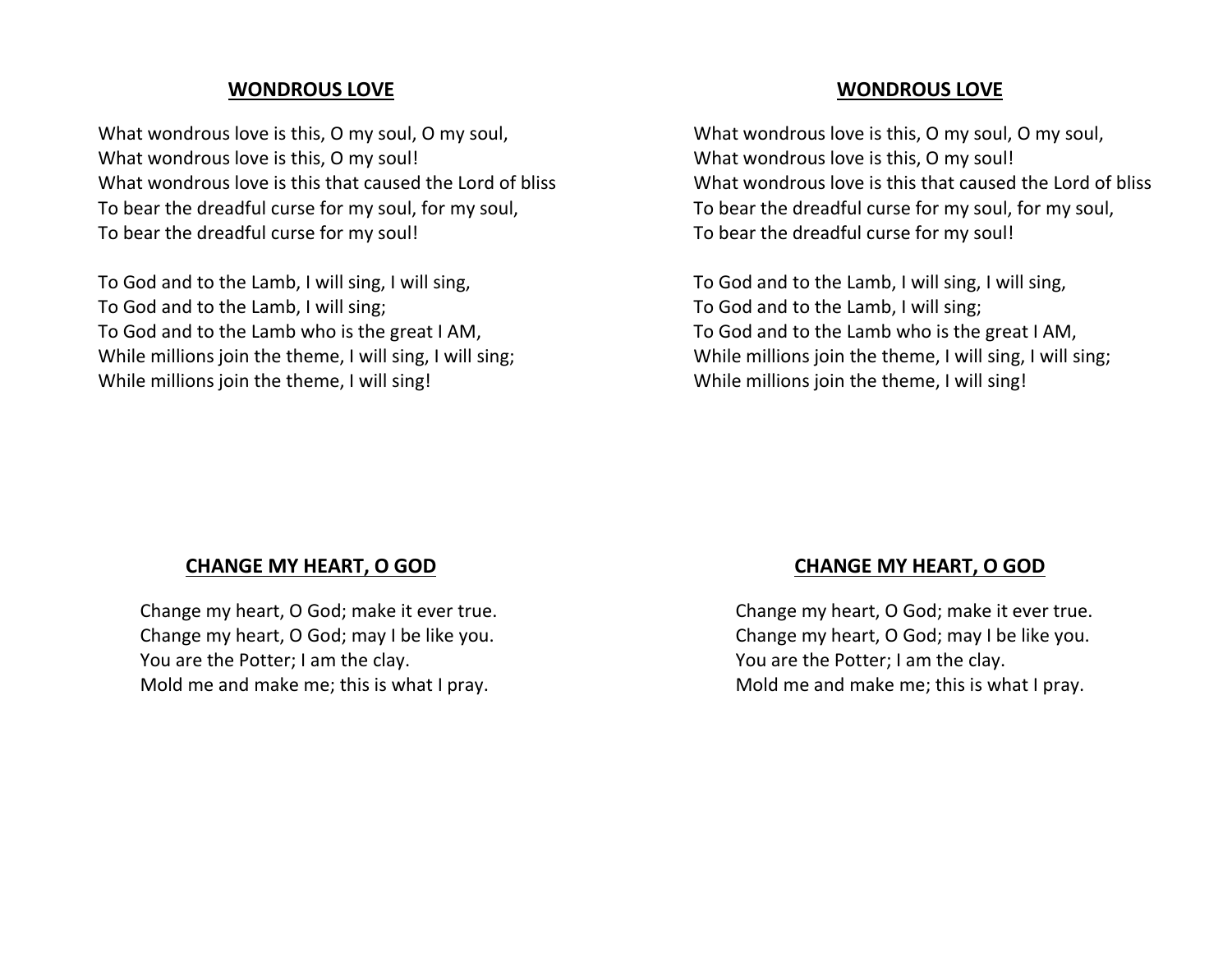## WONDROUS LOVE

What wondrous love is this, O my soul, O my soul,
What wondrous love is this, O my soul!
What wondrous love is this that caused the Lord of bliss
To bear the dreadful curse for my soul, for my soul,
To bear the dreadful curse for my soul!

To God and to the Lamb, I will sing, I will sing,
To God and to the Lamb, I will sing;
To God and to the Lamb who is the great I AM,
While millions join the theme, I will sing, I will sing;
While millions join the theme, I will sing!

## WONDROUS LOVE

What wondrous love is this, O my soul, O my soul,
What wondrous love is this, O my soul!
What wondrous love is this that caused the Lord of bliss
To bear the dreadful curse for my soul, for my soul,
To bear the dreadful curse for my soul!

To God and to the Lamb, I will sing, I will sing,
To God and to the Lamb, I will sing;
To God and to the Lamb who is the great I AM,
While millions join the theme, I will sing, I will sing;
While millions join the theme, I will sing!

## CHANGE MY HEART, O GOD

Change my heart, O God; make it ever true.
Change my heart, O God; may I be like you.
You are the Potter; I am the clay.
Mold me and make me; this is what I pray.

## CHANGE MY HEART, O GOD

Change my heart, O God; make it ever true.
Change my heart, O God; may I be like you.
You are the Potter; I am the clay.
Mold me and make me; this is what I pray.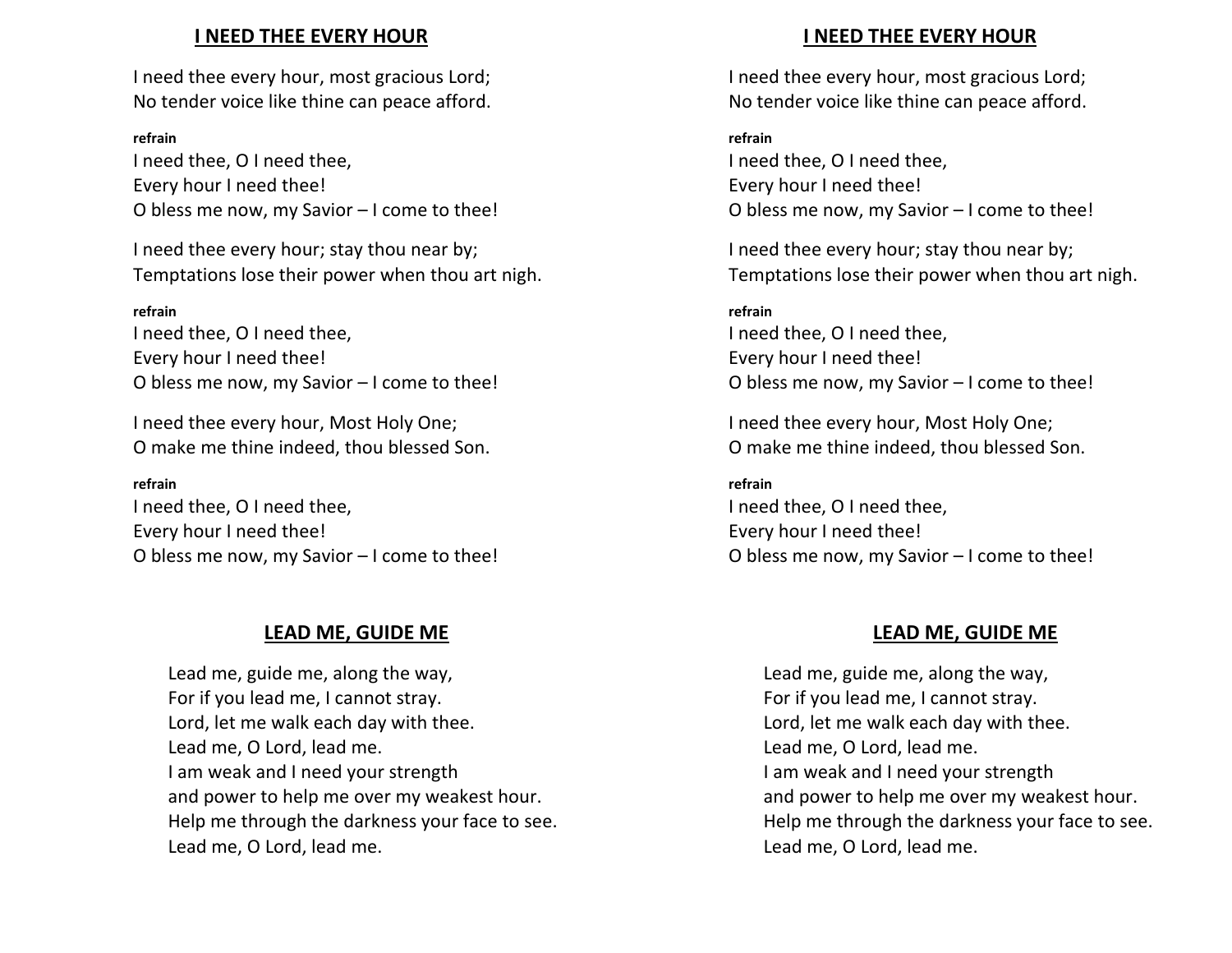## I NEED THEE EVERY HOUR

I need thee every hour, most gracious Lord;
No tender voice like thine can peace afford.

**refrain**
I need thee, O I need thee,
Every hour I need thee!
O bless me now, my Savior – I come to thee!

I need thee every hour; stay thou near by;
Temptations lose their power when thou art nigh.

**refrain**
I need thee, O I need thee,
Every hour I need thee!
O bless me now, my Savior – I come to thee!

I need thee every hour, Most Holy One;
O make me thine indeed, thou blessed Son.

**refrain**
I need thee, O I need thee,
Every hour I need thee!
O bless me now, my Savior – I come to thee!

## LEAD ME, GUIDE ME

Lead me, guide me, along the way,
For if you lead me, I cannot stray.
Lord, let me walk each day with thee.
Lead me, O Lord, lead me.
I am weak and I need your strength
and power to help me over my weakest hour.
Help me through the darkness your face to see.
Lead me, O Lord, lead me.

## I NEED THEE EVERY HOUR

I need thee every hour, most gracious Lord;
No tender voice like thine can peace afford.

**refrain**
I need thee, O I need thee,
Every hour I need thee!
O bless me now, my Savior – I come to thee!

I need thee every hour; stay thou near by;
Temptations lose their power when thou art nigh.

**refrain**
I need thee, O I need thee,
Every hour I need thee!
O bless me now, my Savior – I come to thee!

I need thee every hour, Most Holy One;
O make me thine indeed, thou blessed Son.

**refrain**
I need thee, O I need thee,
Every hour I need thee!
O bless me now, my Savior – I come to thee!

## LEAD ME, GUIDE ME

Lead me, guide me, along the way,
For if you lead me, I cannot stray.
Lord, let me walk each day with thee.
Lead me, O Lord, lead me.
I am weak and I need your strength
and power to help me over my weakest hour.
Help me through the darkness your face to see.
Lead me, O Lord, lead me.